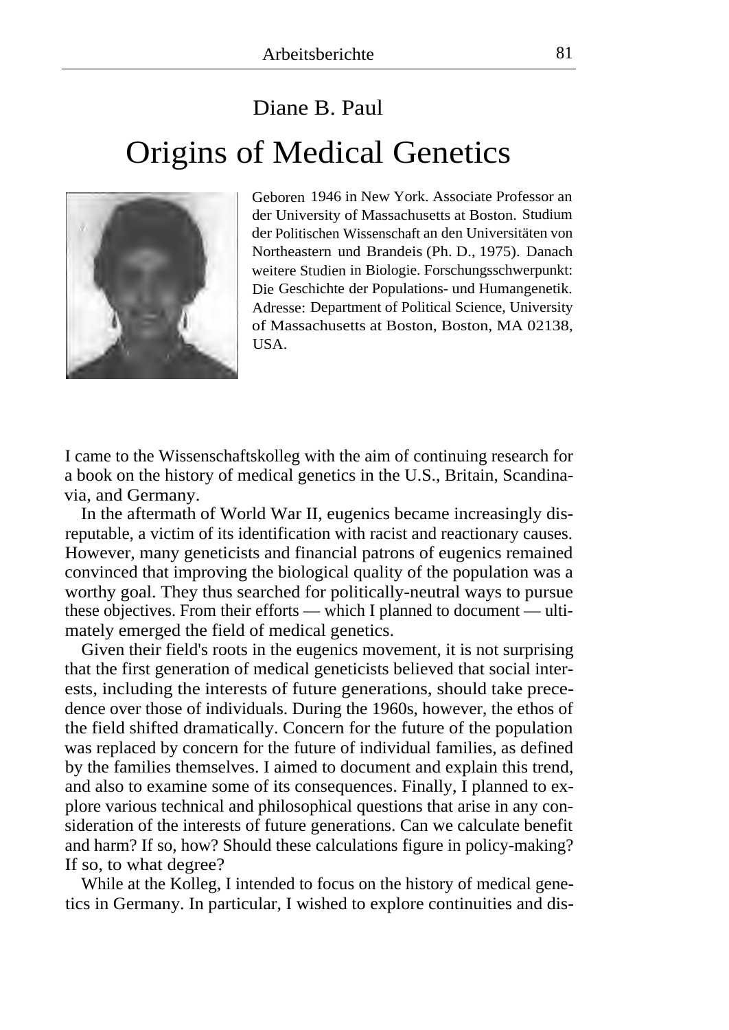# Diane B. Paul

# Origins of Medical Genetics

Geboren 1946 in New York. Associate Professor an der University of Massachusetts at Boston. Studium der Politischen Wissenschaft an den Universitäten von Northeastern und Brandeis (Ph. D., 1975). Danach weitere Studien in Biologie. Forschungsschwerpunkt: Die Geschichte der Populations- und Humangenetik. Adresse: Department of Political Science, University of Massachusetts at Boston, Boston, MA 02138, USA.

I came to the Wissenschaftskolleg with the aim of continuing research for a book on the history of medical genetics in the U.S., Britain, Scandinavia, and Germany.

In the aftermath of World War II, eugenics became increasingly disreputable, a victim of its identification with racist and reactionary causes. However, many geneticists and financial patrons of eugenics remained convinced that improving the biological quality of the population was a worthy goal. They thus searched for politically-neutral ways to pursue these objectives. From their efforts — which I planned to document — ultimately emerged the field of medical genetics.

Given their field's roots in the eugenics movement, it is not surprising that the first generation of medical geneticists believed that social interests, including the interests of future generations, should take precedence over those of individuals. During the 1960s, however, the ethos of the field shifted dramatically. Concern for the future of the population was replaced by concern for the future of individual families, as defined by the families themselves. I aimed to document and explain this trend, and also to examine some of its consequences. Finally, I planned to explore various technical and philosophical questions that arise in any consideration of the interests of future generations. Can we calculate benefit and harm? If so, how? Should these calculations figure in policy-making? If so, to what degree?

While at the Kolleg, I intended to focus on the history of medical genetics in Germany. In particular, I wished to explore continuities and dis-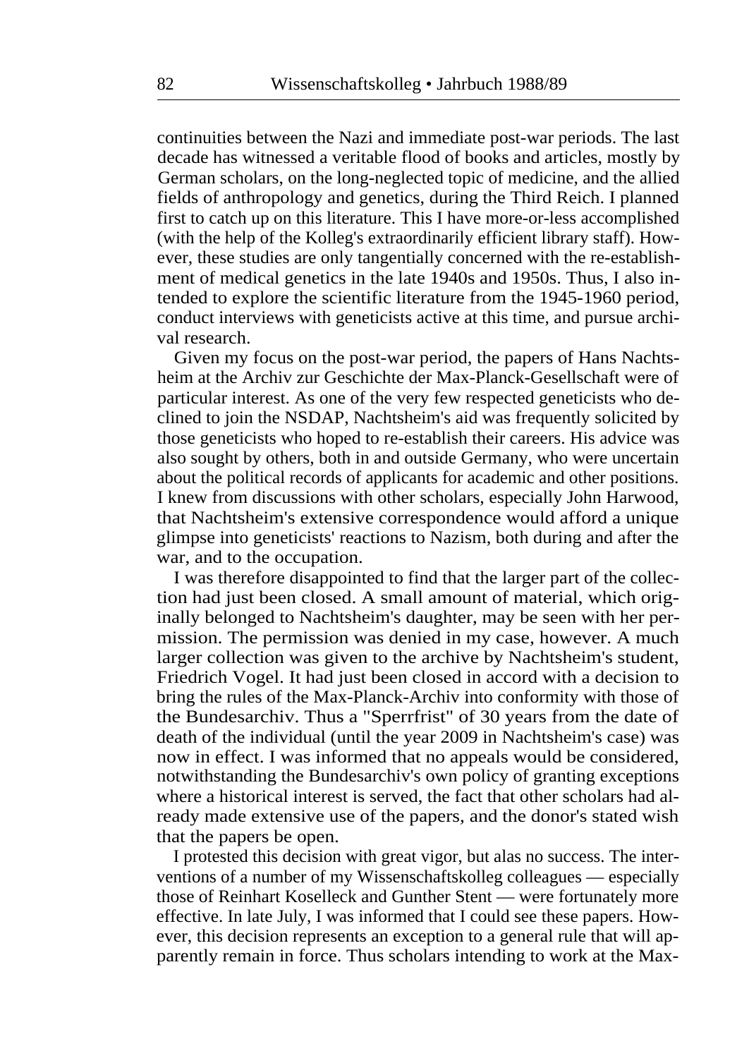continuities between the Nazi and immediate post-war periods. The last decade has witnessed a veritable flood of books and articles, mostly by German scholars, on the long-neglected topic of medicine, and the allied fields of anthropology and genetics, during the Third Reich. I planned first to catch up on this literature. This I have more-or-less accomplished (with the help of the Kolleg's extraordinarily efficient library staff). However, these studies are only tangentially concerned with the re-establishment of medical genetics in the late 1940s and 1950s. Thus, I also intended to explore the scientific literature from the 1945-1960 period, conduct interviews with geneticists active at this time, and pursue archival research.

Given my focus on the post-war period, the papers of Hans Nachtsheim at the Archiv zur Geschichte der Max-Planck-Gesellschaft were of particular interest. As one of the very few respected geneticists who declined to join the NSDAP, Nachtsheim's aid was frequently solicited by those geneticists who hoped to re-establish their careers. His advice was also sought by others, both in and outside Germany, who were uncertain about the political records of applicants for academic and other positions. I knew from discussions with other scholars, especially John Harwood, that Nachtsheim's extensive correspondence would afford a unique glimpse into geneticists' reactions to Nazism, both during and after the war, and to the occupation.

I was therefore disappointed to find that the larger part of the collection had just been closed. A small amount of material, which originally belonged to Nachtsheim's daughter, may be seen with her permission. The permission was denied in my case, however. A much larger collection was given to the archive by Nachtsheim's student, Friedrich Vogel. It had just been closed in accord with a decision to bring the rules of the Max-Planck-Archiv into conformity with those of the Bundesarchiv. Thus a "Sperrfrist" of 30 years from the date of death of the individual (until the year 2009 in Nachtsheim's case) was now in effect. I was informed that no appeals would be considered, notwithstanding the Bundesarchiv's own policy of granting exceptions where a historical interest is served, the fact that other scholars had already made extensive use of the papers, and the donor's stated wish that the papers be open.

I protested this decision with great vigor, but alas no success. The interventions of a number of my Wissenschaftskolleg colleagues — especially those of Reinhart Koselleck and Gunther Stent — were fortunately more effective. In late July, I was informed that I could see these papers. However, this decision represents an exception to a general rule that will apparently remain in force. Thus scholars intending to work at the Max-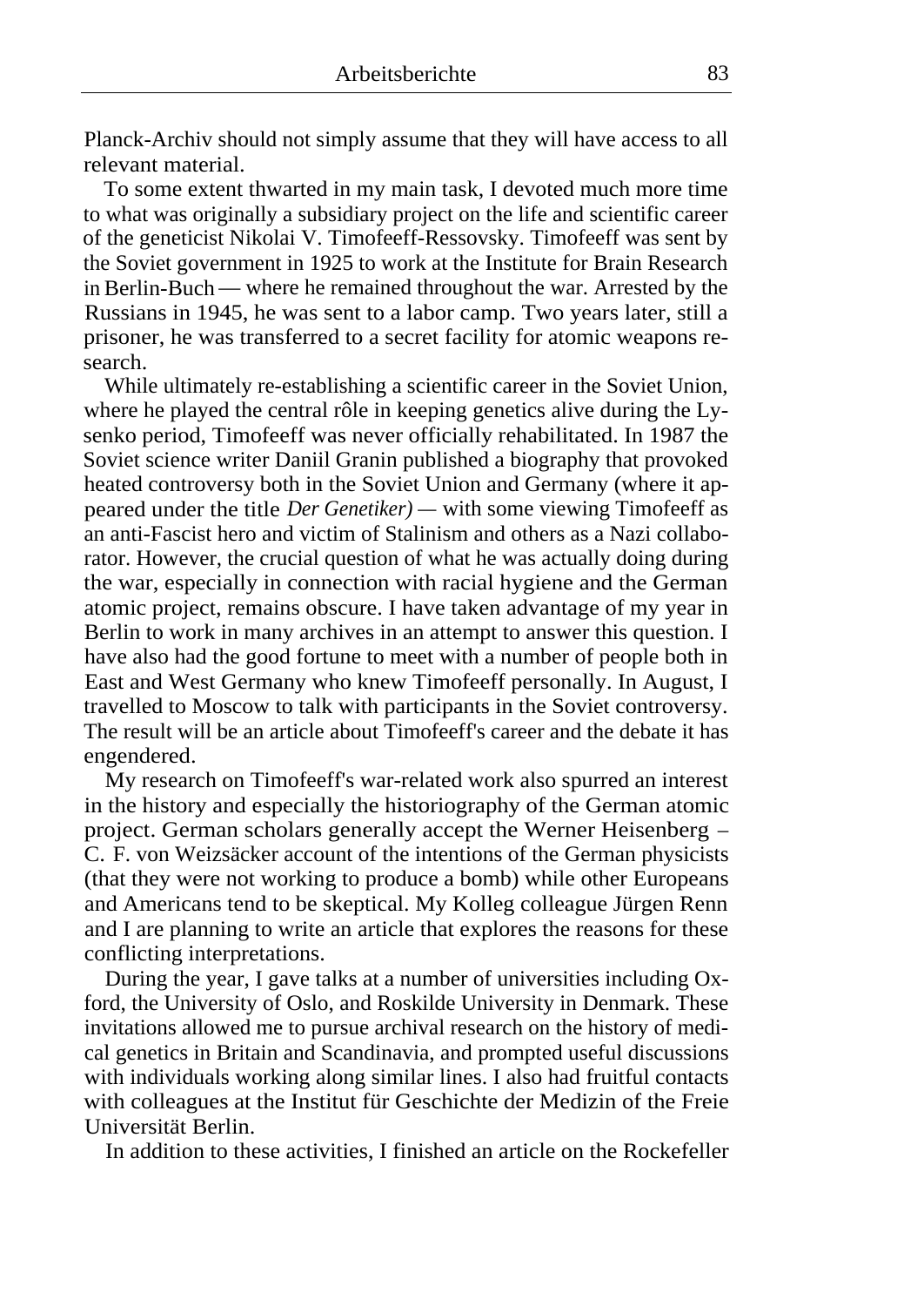Planck-Archiv should not simply assume that they will have access to all relevant material.

To some extent thwarted in my main task, I devoted much more time to what was originally a subsidiary project on the life and scientific career of the geneticist Nikolai V. Timofeeff-Ressovsky. Timofeeff was sent by the Soviet government in 1925 to work at the Institute for Brain Research in Berlin-Buch — where he remained throughout the war. Arrested by the Russians in 1945, he was sent to a labor camp. Two years later, still a prisoner, he was transferred to a secret facility for atomic weapons research.

While ultimately re-establishing a scientific career in the Soviet Union, where he played the central rôle in keeping genetics alive during the Lysenko period, Timofeeff was never officially rehabilitated. In 1987 the Soviet science writer Daniil Granin published a biography that provoked heated controversy both in the Soviet Union and Germany (where it appeared under the title *Der Genetiker)* — with some viewing Timofeeff as an anti-Fascist hero and victim of Stalinism and others as a Nazi collaborator. However, the crucial question of what he was actually doing during the war, especially in connection with racial hygiene and the German atomic project, remains obscure. I have taken advantage of my year in Berlin to work in many archives in an attempt to answer this question. I have also had the good fortune to meet with a number of people both in East and West Germany who knew Timofeeff personally. In August, I travelled to Moscow to talk with participants in the Soviet controversy. The result will be an article about Timofeeff's career and the debate it has engendered.

My research on Timofeeff's war-related work also spurred an interest in the history and especially the historiography of the German atomic project. German scholars generally accept the Werner Heisenberg – C. F. von Weizsäcker account of the intentions of the German physicists (that they were not working to produce a bomb) while other Europeans and Americans tend to be skeptical. My Kolleg colleague Jürgen Renn and I are planning to write an article that explores the reasons for these conflicting interpretations.

During the year, I gave talks at a number of universities including Oxford, the University of Oslo, and Roskilde University in Denmark. These invitations allowed me to pursue archival research on the history of medical genetics in Britain and Scandinavia, and prompted useful discussions with individuals working along similar lines. I also had fruitful contacts with colleagues at the Institut für Geschichte der Medizin of the Freie Universität Berlin.

In addition to these activities, I finished an article on the Rockefeller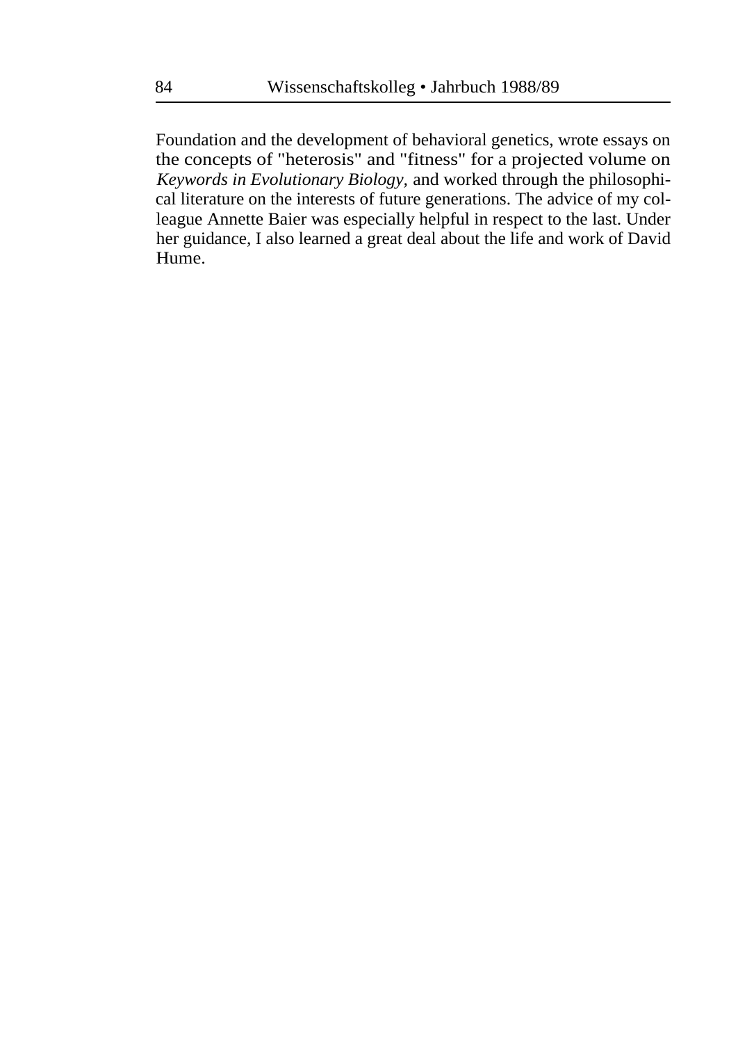Foundation and the development of behavioral genetics, wrote essays on the concepts of "heterosis" and "fitness" for a projected volume on *Keywords in Evolutionary Biology,* and worked through the philosophical literature on the interests of future generations. The advice of my colleague Annette Baier was especially helpful in respect to the last. Under her guidance, I also learned a great deal about the life and work of David Hume.